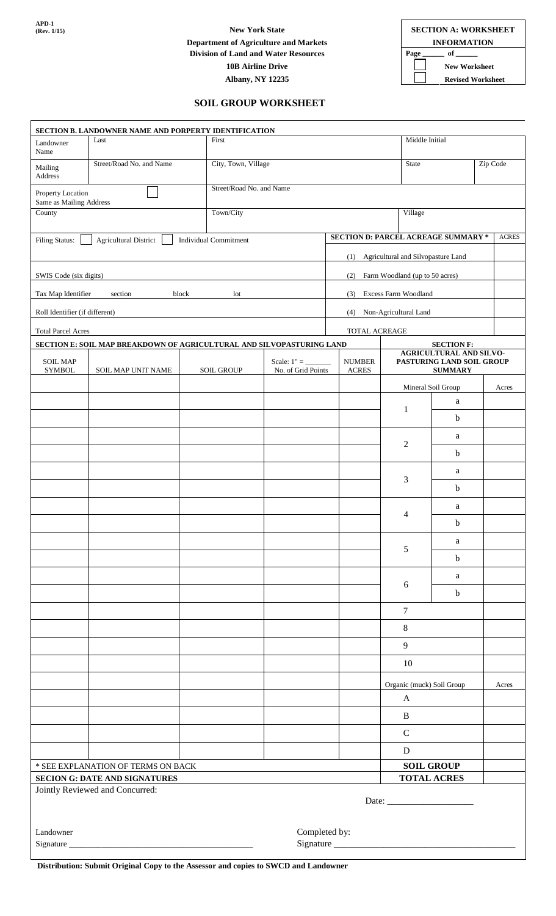APD-1
(Rev. 1/15)

**New York State**
**Department of Agriculture and Markets**
**Division of Land and Water Resources**
**10B Airline Drive**
**Albany, NY 12235**

| SECTION A: WORKSHEET INFORMATION | |
|---|---|
| Page ______ of ______ | |
| ☐ | New Worksheet |
| ☐ | Revised Worksheet |

# SOIL GROUP WORKSHEET

## SECTION B. LANDOWNER NAME AND PORPERTY IDENTIFICATION

| | | | |
|---|---|---|---|
| Landowner Name | Last | First | Middle Initial |
| Mailing Address | Street/Road No. and Name | City, Town, Village | State / Zip Code |
| Property Location Same as Mailing Address ☐ | Street/Road No. and Name | | |
| County | | Town/City | Village |

Filing Status: ☐ Agricultural District ☐ Individual Commitment

SWIS Code (six digits)

Tax Map Identifier section block lot

Roll Identifier (if different)

Total Parcel Acres

| SECTION D: PARCEL ACREAGE SUMMARY * | ACRES |
|---|---|
| (1) Agricultural and Silvopasture Land | |
| (2) Farm Woodland (up to 50 acres) | |
| (3) Excess Farm Woodland | |
| (4) Non-Agricultural Land | |
| TOTAL ACREAGE | |

## SECTION E: SOIL MAP BREAKDOWN OF AGRICULTURAL AND SILVOPASTURING LAND

| SOIL MAP SYMBOL | SOIL MAP UNIT NAME | SOIL GROUP | Scale: 1" = _______ No. of Grid Points | NUMBER ACRES |
|---|---|---|---|---|
| | | | | |
| | | | | |
| | | | | |
| | | | | |
| | | | | |
| | | | | |
| | | | | |
| | | | | |
| | | | | |
| | | | | |
| | | | | |
| | | | | |
| | | | | |
| | | | | |
| | | | | |
| | | | | |
| | | | | |
| | | | | |
| | | | | |
| | | | | |
| | | | | |
| | | | | |
| | | | | |
| | | | | |

## SECTION F: AGRICULTURAL AND SILVO-PASTURING LAND SOIL GROUP SUMMARY

| Mineral Soil Group | | Acres |
|---|---|---|
| 1 | a | |
| | b | |
| 2 | a | |
| | b | |
| 3 | a | |
| | b | |
| 4 | a | |
| | b | |
| 5 | a | |
| | b | |
| 6 | a | |
| | b | |
| 7 | | |
| 8 | | |
| 9 | | |
| 10 | | |
| **Organic (muck) Soil Group** | | **Acres** |
| A | | |
| B | | |
| C | | |
| D | | |
| **SOIL GROUP TOTAL ACRES** | | |

\* SEE EXPLANATION OF TERMS ON BACK

## SECION G: DATE AND SIGNATURES

Jointly Reviewed and Concurred:

Date: ___________________

Landowner Signature _________________________________________

Completed by: Signature _________________________________________

**Distribution: Submit Original Copy to the Assessor and copies to SWCD and Landowner**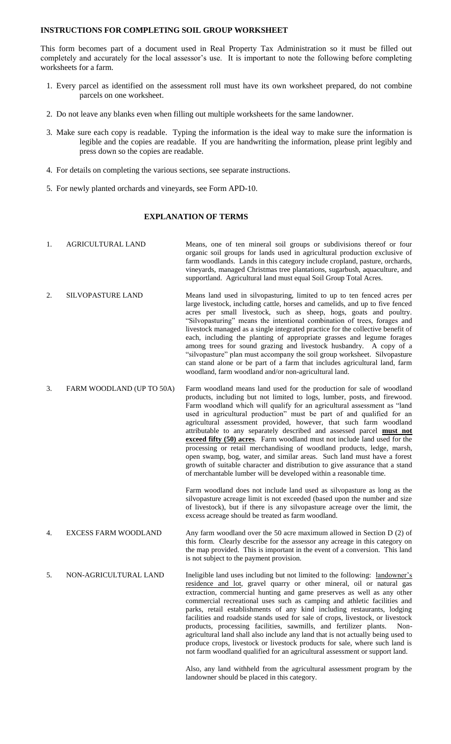**INSTRUCTIONS FOR COMPLETING SOIL GROUP WORKSHEET**

This form becomes part of a document used in Real Property Tax Administration so it must be filled out completely and accurately for the local assessor's use. It is important to note the following before completing worksheets for a farm.

1. Every parcel as identified on the assessment roll must have its own worksheet prepared, do not combine parcels on one worksheet.

2. Do not leave any blanks even when filling out multiple worksheets for the same landowner.

3. Make sure each copy is readable. Typing the information is the ideal way to make sure the information is legible and the copies are readable. If you are handwriting the information, please print legibly and press down so the copies are readable.

4. For details on completing the various sections, see separate instructions.

5. For newly planted orchards and vineyards, see Form APD-10.

**EXPLANATION OF TERMS**

1. AGRICULTURAL LAND — Means, one of ten mineral soil groups or subdivisions thereof or four organic soil groups for lands used in agricultural production exclusive of farm woodlands. Lands in this category include cropland, pasture, orchards, vineyards, managed Christmas tree plantations, sugarbush, aquaculture, and supportland. Agricultural land must equal Soil Group Total Acres.

2. SILVOPASTURE LAND — Means land used in silvopasturing, limited to up to ten fenced acres per large livestock, including cattle, horses and camelids, and up to five fenced acres per small livestock, such as sheep, hogs, goats and poultry. "Silvopasturing" means the intentional combination of trees, forages and livestock managed as a single integrated practice for the collective benefit of each, including the planting of appropriate grasses and legume forages among trees for sound grazing and livestock husbandry. A copy of a "silvopasture" plan must accompany the soil group worksheet. Silvopasture can stand alone or be part of a farm that includes agricultural land, farm woodland, farm woodland and/or non-agricultural land.

3. FARM WOODLAND (UP TO 50A) — Farm woodland means land used for the production for sale of woodland products, including but not limited to logs, lumber, posts, and firewood. Farm woodland which will qualify for an agricultural assessment as "land used in agricultural production" must be part of and qualified for an agricultural assessment provided, however, that such farm woodland attributable to any separately described and assessed parcel **must not exceed fifty (50) acres**. Farm woodland must not include land used for the processing or retail merchandising of woodland products, ledge, marsh, open swamp, bog, water, and similar areas. Such land must have a forest growth of suitable character and distribution to give assurance that a stand of merchantable lumber will be developed within a reasonable time.

   Farm woodland does not include land used as silvopasture as long as the silvopasture acreage limit is not exceeded (based upon the number and size of livestock), but if there is any silvopasture acreage over the limit, the excess acreage should be treated as farm woodland.

4. EXCESS FARM WOODLAND — Any farm woodland over the 50 acre maximum allowed in Section D (2) of this form. Clearly describe for the assessor any acreage in this category on the map provided. This is important in the event of a conversion. This land is not subject to the payment provision.

5. NON-AGRICULTURAL LAND — Ineligible land uses including but not limited to the following: landowner's residence and lot, gravel quarry or other mineral, oil or natural gas extraction, commercial hunting and game preserves as well as any other commercial recreational uses such as camping and athletic facilities and parks, retail establishments of any kind including restaurants, lodging facilities and roadside stands used for sale of crops, livestock, or livestock products, processing facilities, sawmills, and fertilizer plants. Non-agricultural land shall also include any land that is not actually being used to produce crops, livestock or livestock products for sale, where such land is not farm woodland qualified for an agricultural assessment or support land.

   Also, any land withheld from the agricultural assessment program by the landowner should be placed in this category.